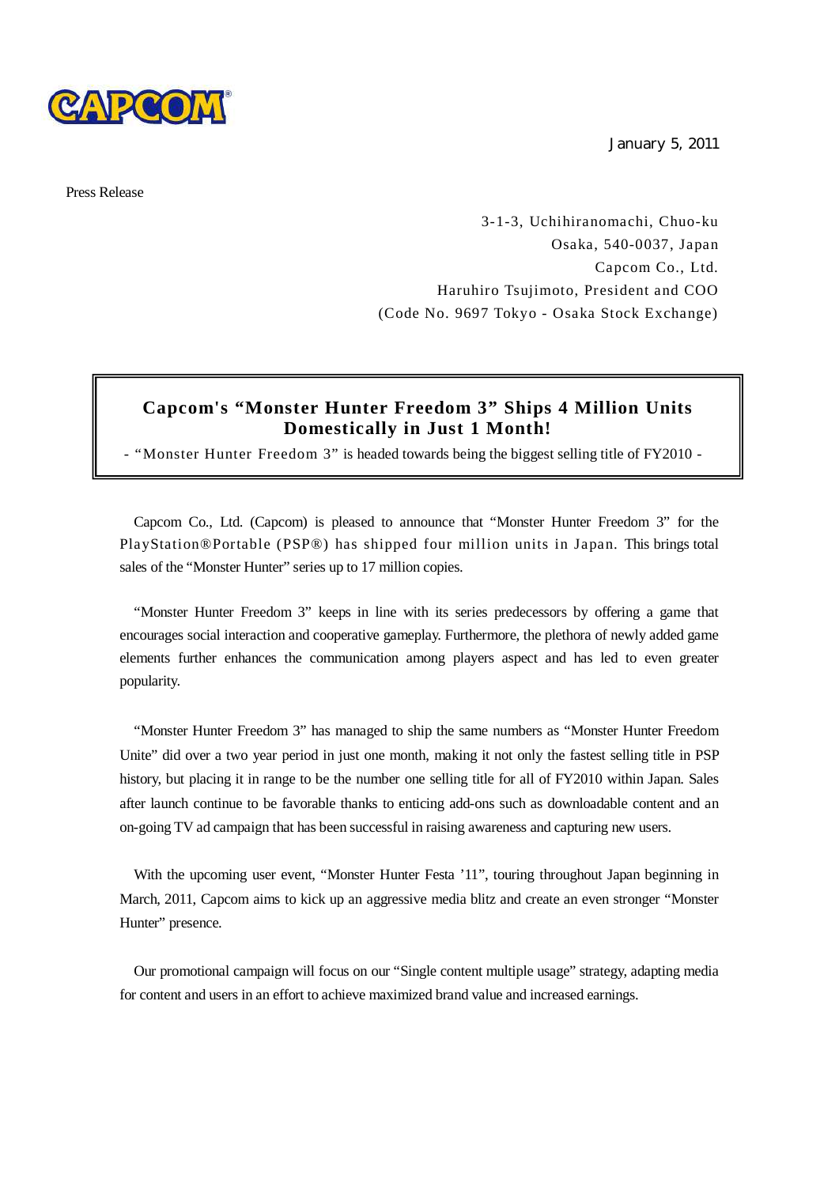January 5, 2011

Press Release

3-1-3, Uchihiranomachi, Chuo-ku
Osaka, 540-0037, Japan
Capcom Co., Ltd.
Haruhiro Tsujimoto, President and COO
(Code No. 9697 Tokyo - Osaka Stock Exchange)

# Capcom's "Monster Hunter Freedom 3" Ships 4 Million Units Domestically in Just 1 Month!

- "Monster Hunter Freedom 3" is headed towards being the biggest selling title of FY2010 -

Capcom Co., Ltd. (Capcom) is pleased to announce that "Monster Hunter Freedom 3" for the PlayStation®Portable (PSP®) has shipped four million units in Japan. This brings total sales of the "Monster Hunter" series up to 17 million copies.

"Monster Hunter Freedom 3" keeps in line with its series predecessors by offering a game that encourages social interaction and cooperative gameplay. Furthermore, the plethora of newly added game elements further enhances the communication among players aspect and has led to even greater popularity.

"Monster Hunter Freedom 3" has managed to ship the same numbers as "Monster Hunter Freedom Unite" did over a two year period in just one month, making it not only the fastest selling title in PSP history, but placing it in range to be the number one selling title for all of FY2010 within Japan. Sales after launch continue to be favorable thanks to enticing add-ons such as downloadable content and an on-going TV ad campaign that has been successful in raising awareness and capturing new users.

With the upcoming user event, "Monster Hunter Festa '11", touring throughout Japan beginning in March, 2011, Capcom aims to kick up an aggressive media blitz and create an even stronger "Monster Hunter" presence.

Our promotional campaign will focus on our "Single content multiple usage" strategy, adapting media for content and users in an effort to achieve maximized brand value and increased earnings.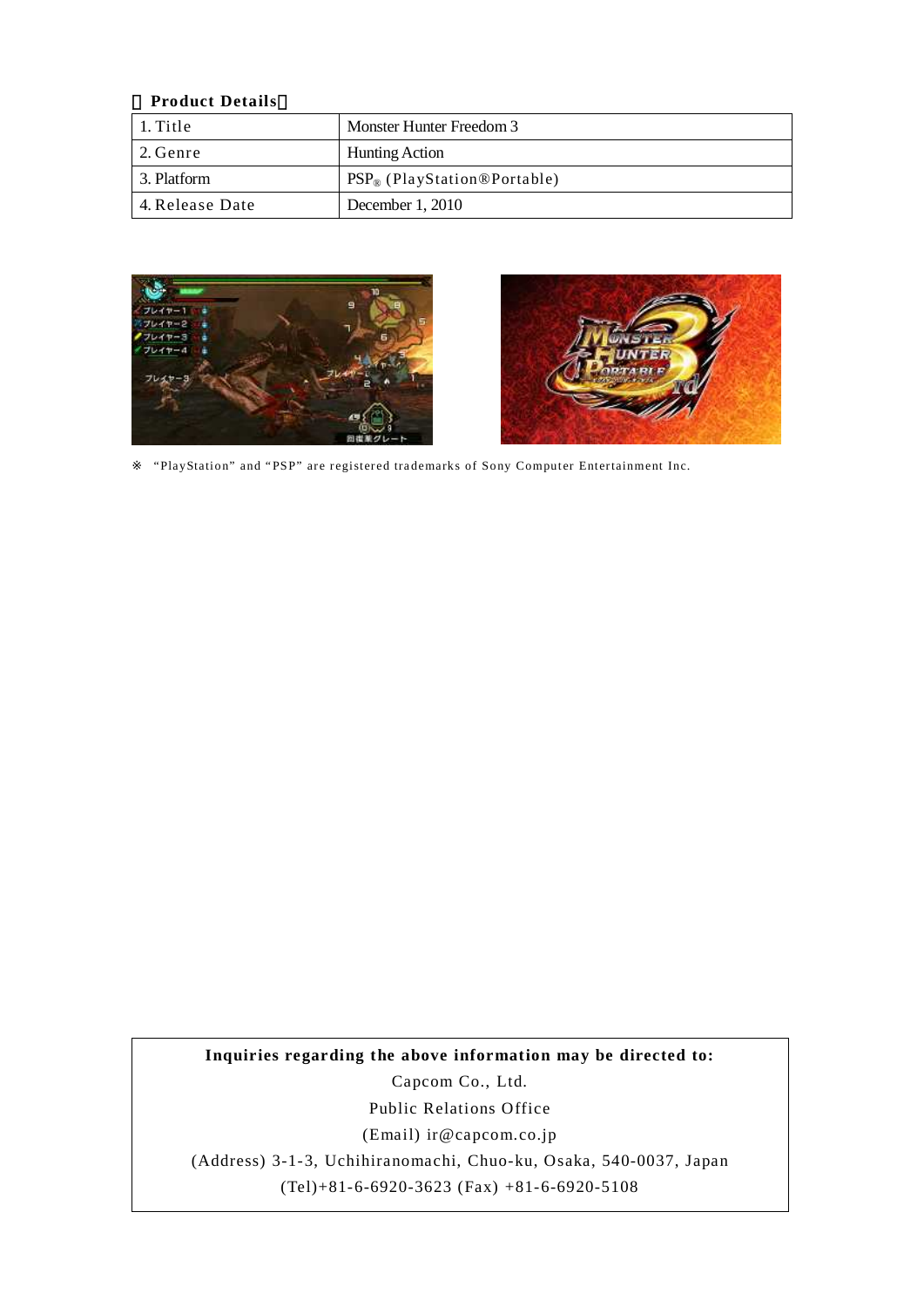**【Product Details】**

| | |
|---|---|
| 1. Title | Monster Hunter Freedom 3 |
| 2. Genre | Hunting Action |
| 3. Platform | PSP® (PlayStation®Portable) |
| 4. Release Date | December 1, 2010 |

※ "PlayStation" and "PSP" are registered trademarks of Sony Computer Entertainment Inc.

**Inquiries regarding the above information may be directed to:**

Capcom Co., Ltd.

Public Relations Office

(Email) ir@capcom.co.jp

(Address) 3-1-3, Uchihiranomachi, Chuo-ku, Osaka, 540-0037, Japan

(Tel)+81-6-6920-3623 (Fax) +81-6-6920-5108